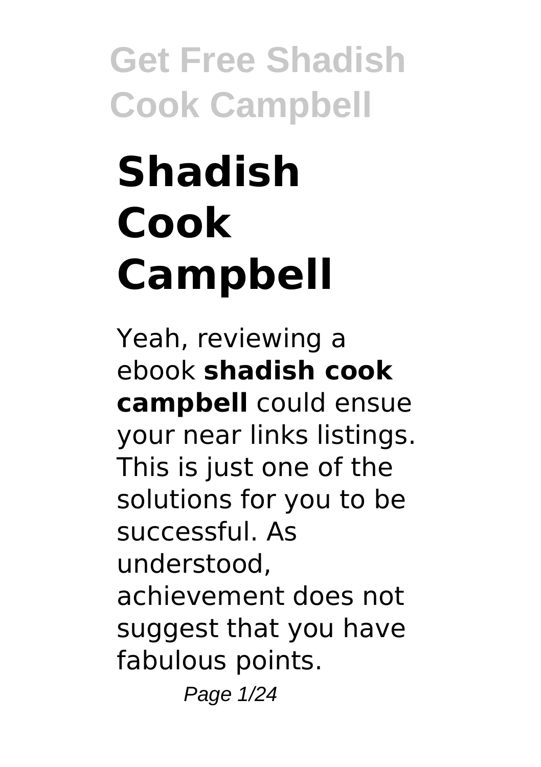# Shadish Cook Campbell

Yeah, reviewing a ebook **shadish cook campbell** could ensue your near links listings. This is just one of the solutions for you to be successful. As understood, achievement does not suggest that you have fabulous points.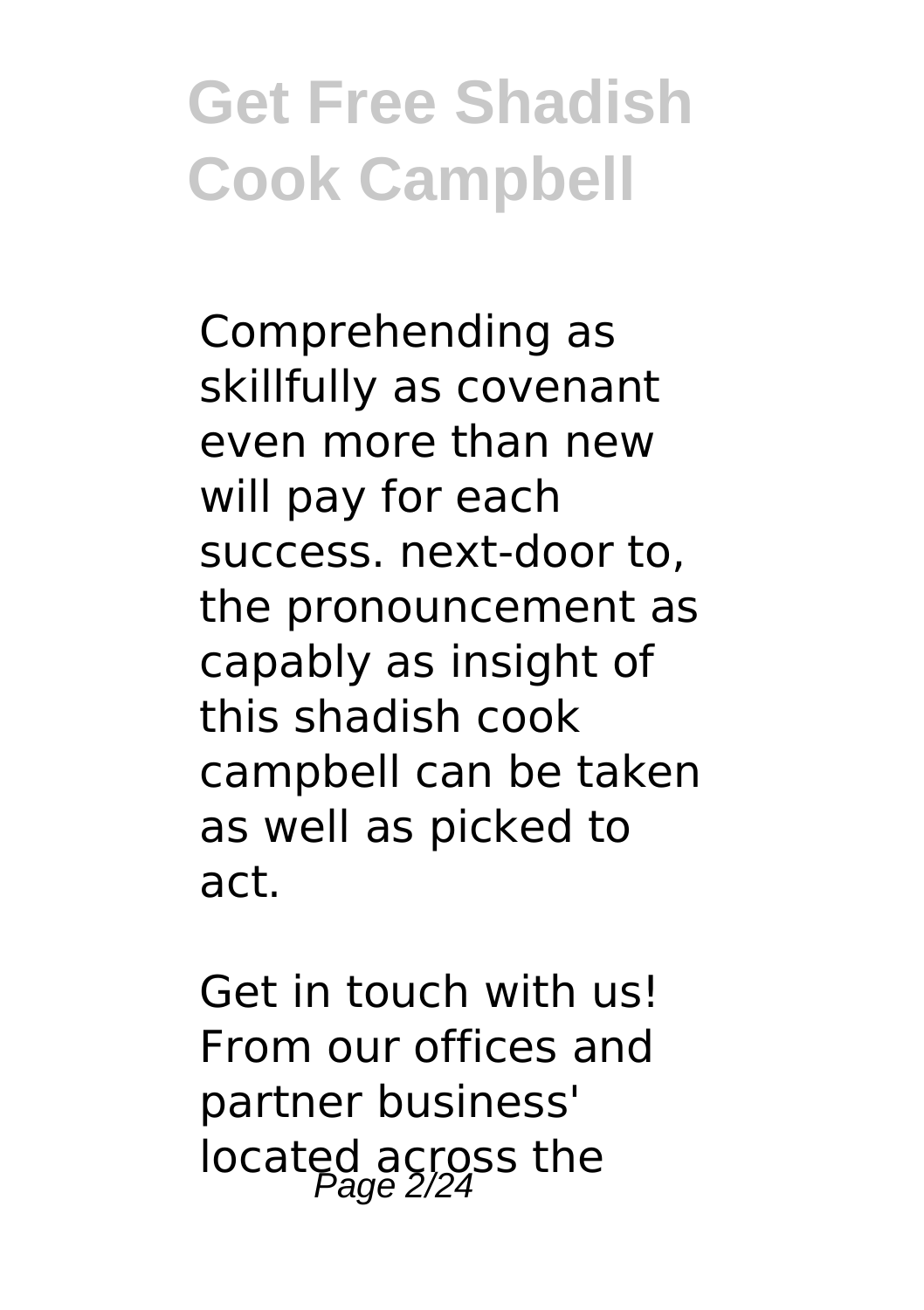Comprehending as skillfully as covenant even more than new will pay for each success. next-door to, the pronouncement as capably as insight of this shadish cook campbell can be taken as well as picked to act.

Get in touch with us! From our offices and partner business' located across the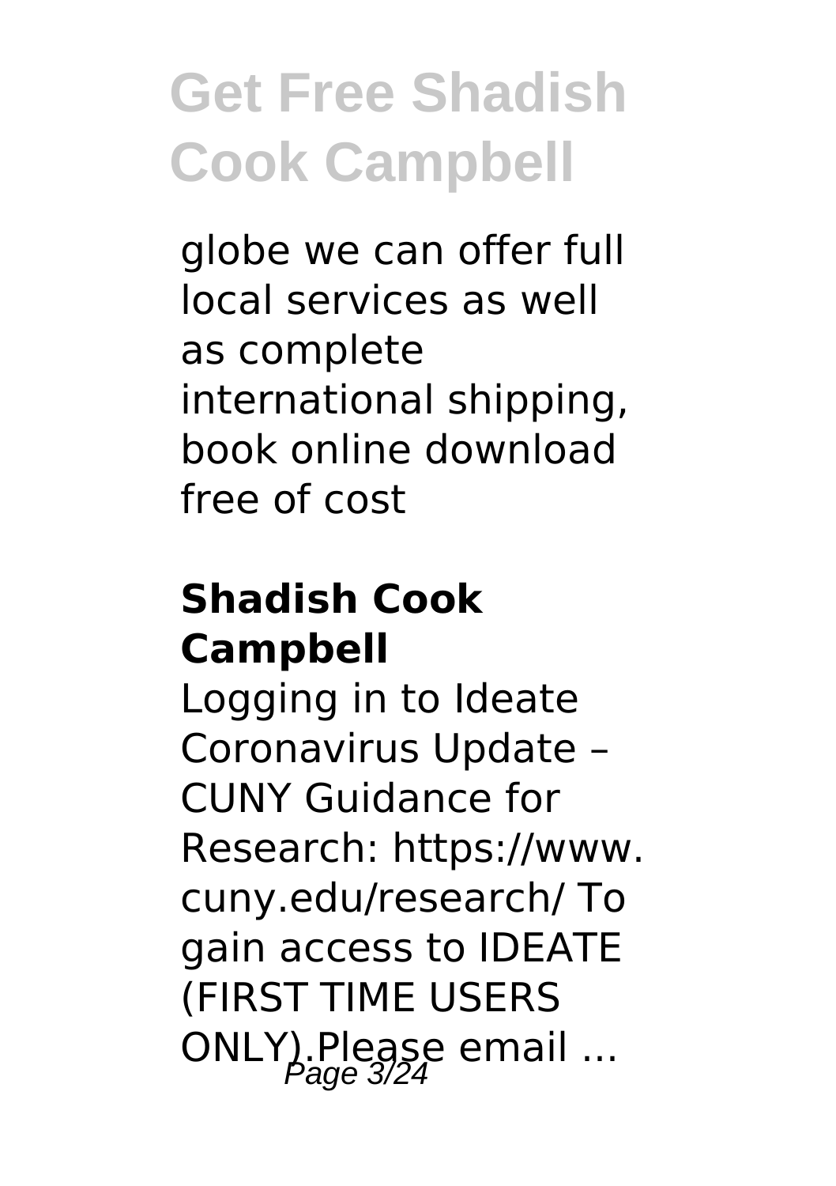globe we can offer full local services as well as complete international shipping, book online download free of cost

### Shadish Cook Campbell

Logging in to Ideate Coronavirus Update – CUNY Guidance for Research: https://www.cuny.edu/research/ To gain access to IDEATE (FIRST TIME USERS ONLY).Please email ...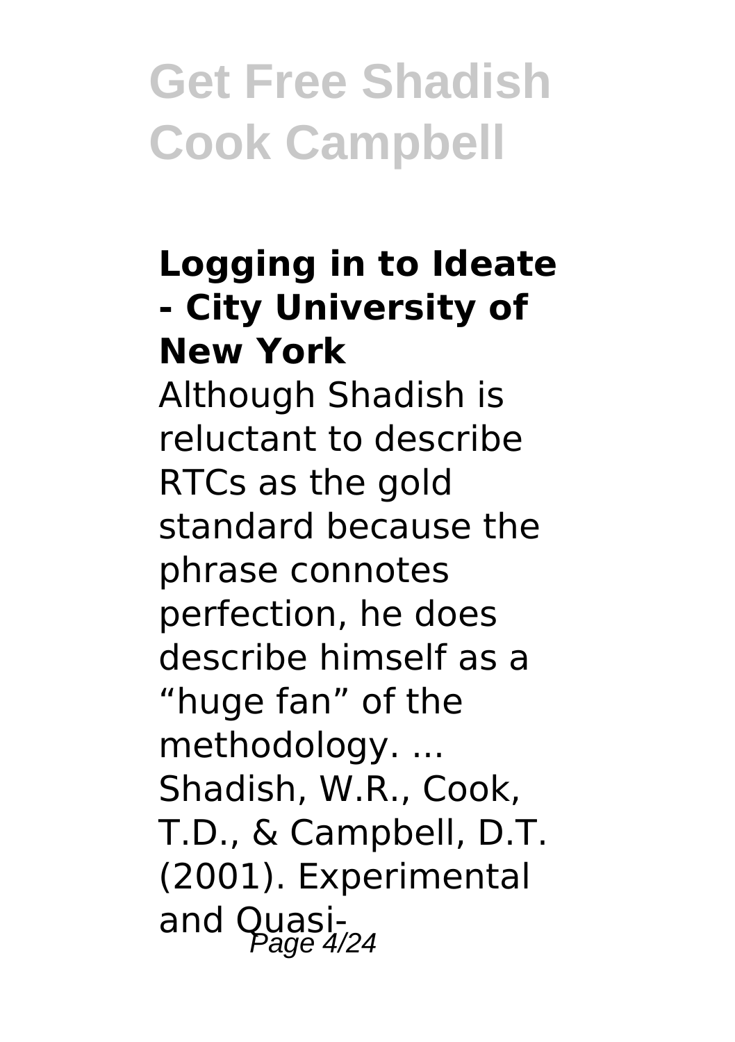**Logging in to Ideate - City University of New York**

Although Shadish is reluctant to describe RTCs as the gold standard because the phrase connotes perfection, he does describe himself as a "huge fan" of the methodology. ... Shadish, W.R., Cook, T.D., & Campbell, D.T. (2001). Experimental and Quasi-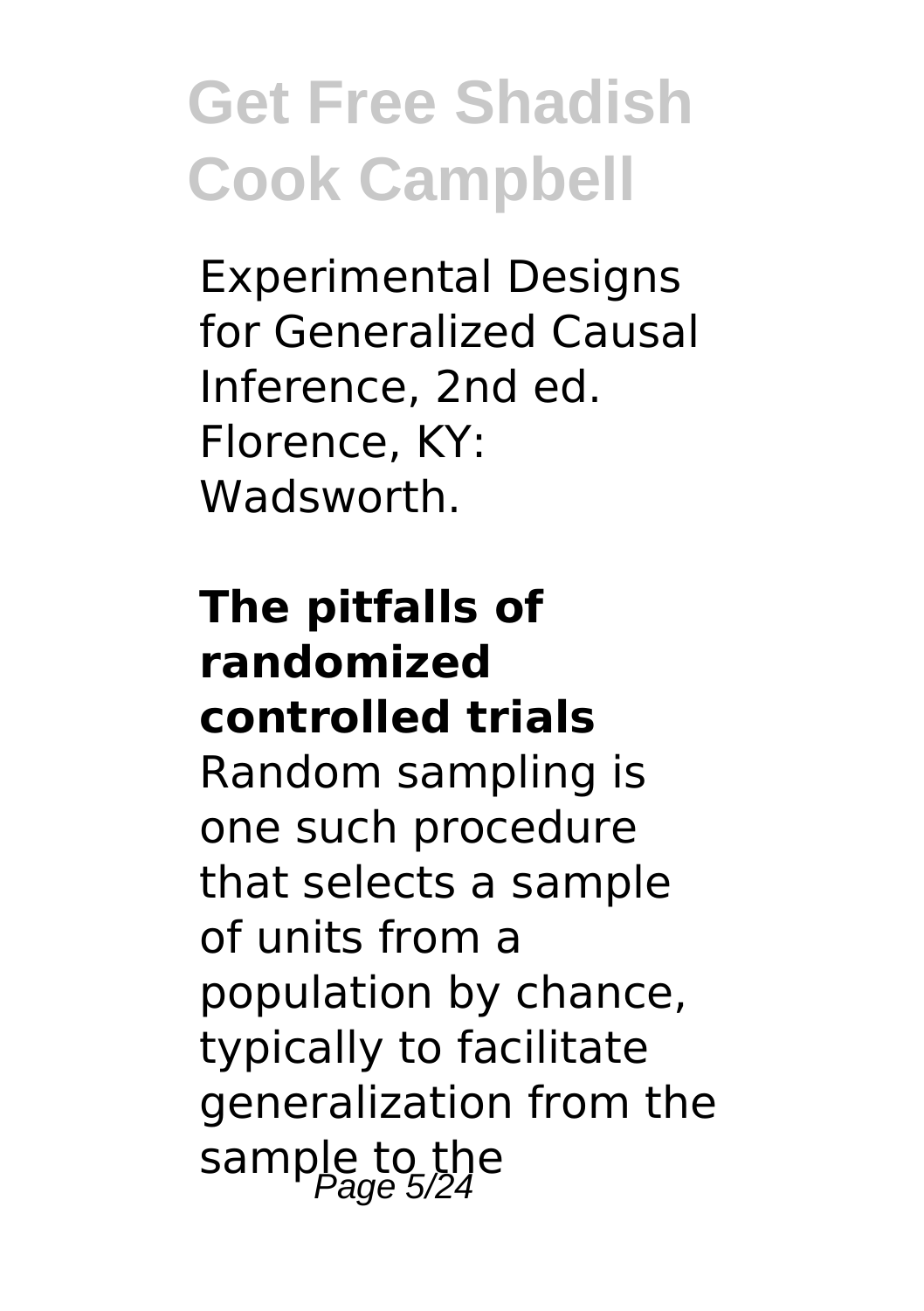Experimental Designs for Generalized Causal Inference, 2nd ed. Florence, KY: Wadsworth.

## The pitfalls of randomized controlled trials

Random sampling is one such procedure that selects a sample of units from a population by chance, typically to facilitate generalization from the sample to the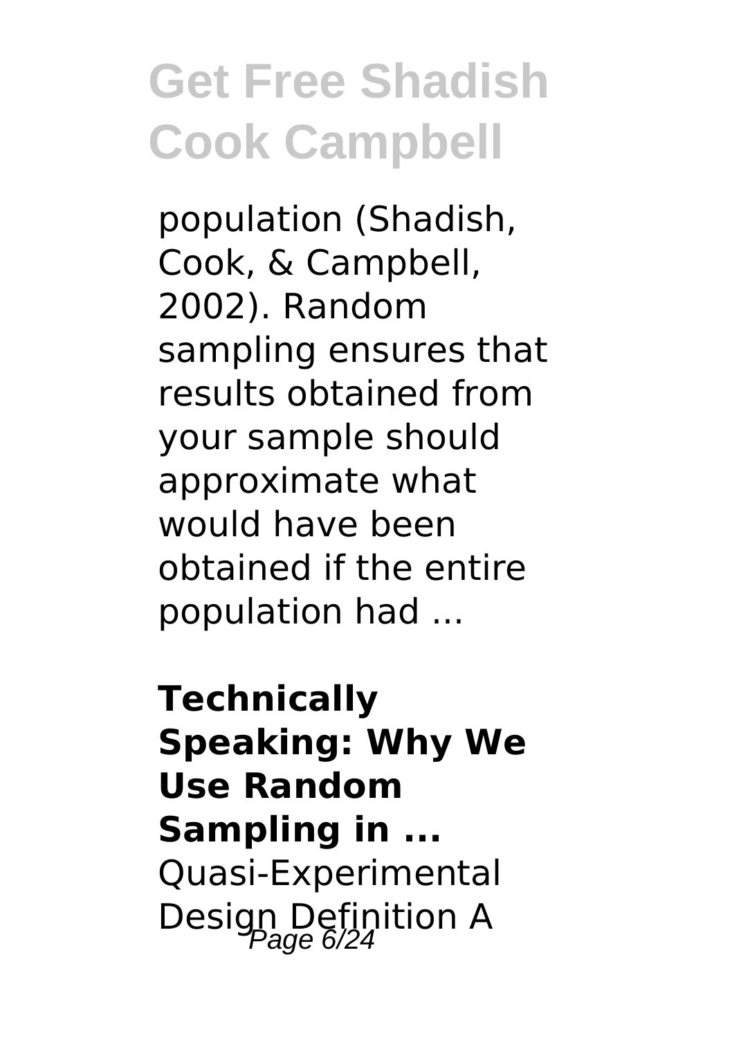population (Shadish, Cook, & Campbell, 2002). Random sampling ensures that results obtained from your sample should approximate what would have been obtained if the entire population had ...

**Technically Speaking: Why We Use Random Sampling in ...**

Quasi-Experimental Design Definition A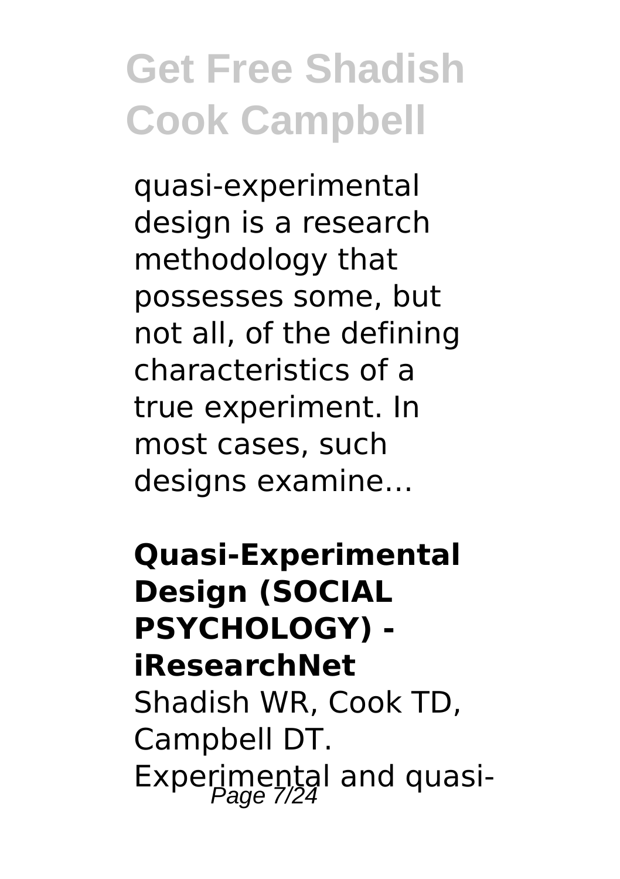# Get Free Shadish Cook Campbell

quasi-experimental design is a research methodology that possesses some, but not all, of the defining characteristics of a true experiment. In most cases, such designs examine...

**Quasi-Experimental Design (SOCIAL PSYCHOLOGY) - iResearchNet**
Shadish WR, Cook TD, Campbell DT. Experimental and quasi-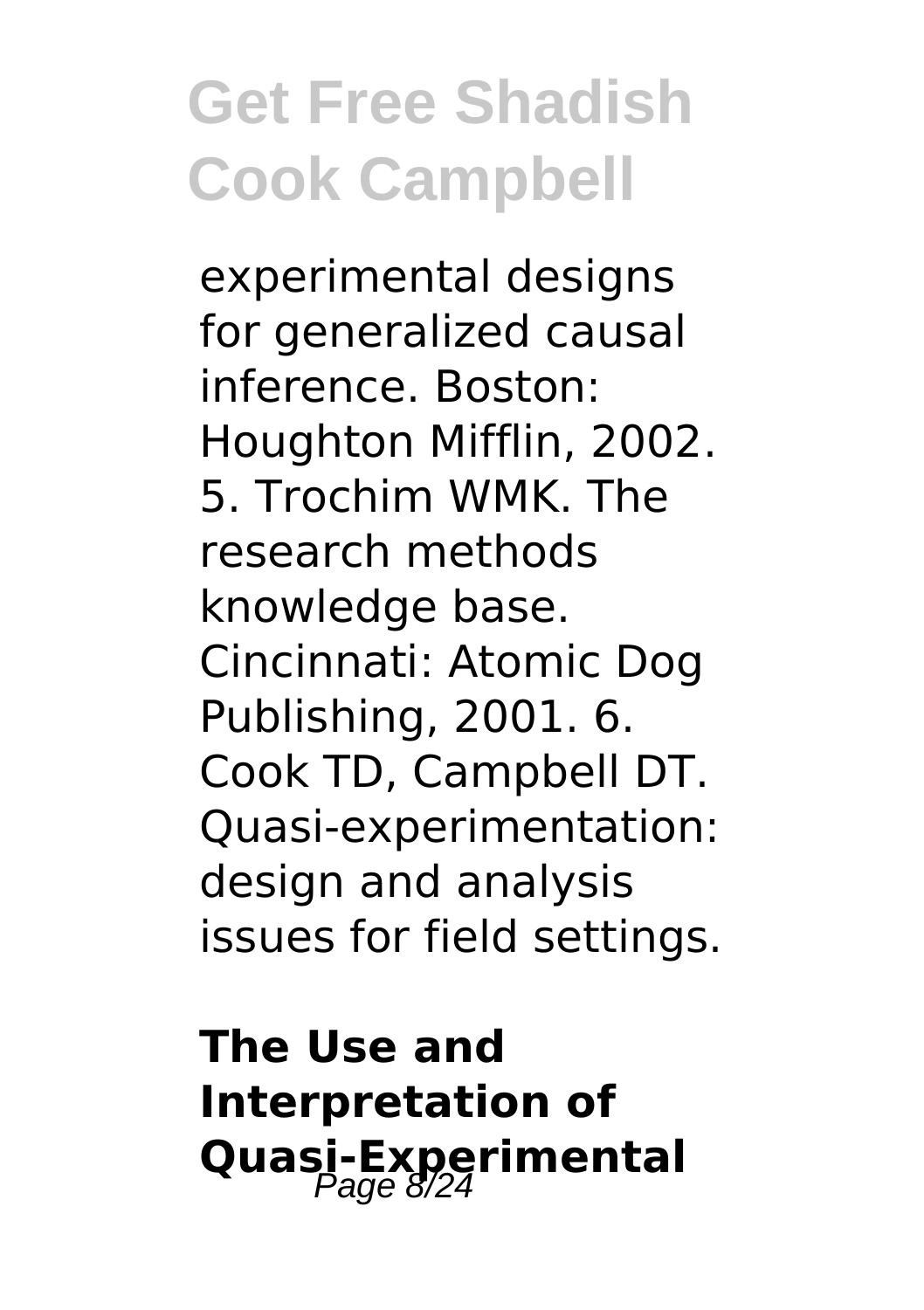experimental designs for generalized causal inference. Boston: Houghton Mifflin, 2002. 5. Trochim WMK. The research methods knowledge base. Cincinnati: Atomic Dog Publishing, 2001. 6. Cook TD, Campbell DT. Quasi-experimentation: design and analysis issues for field settings.

## The Use and Interpretation of Quasi-Experimental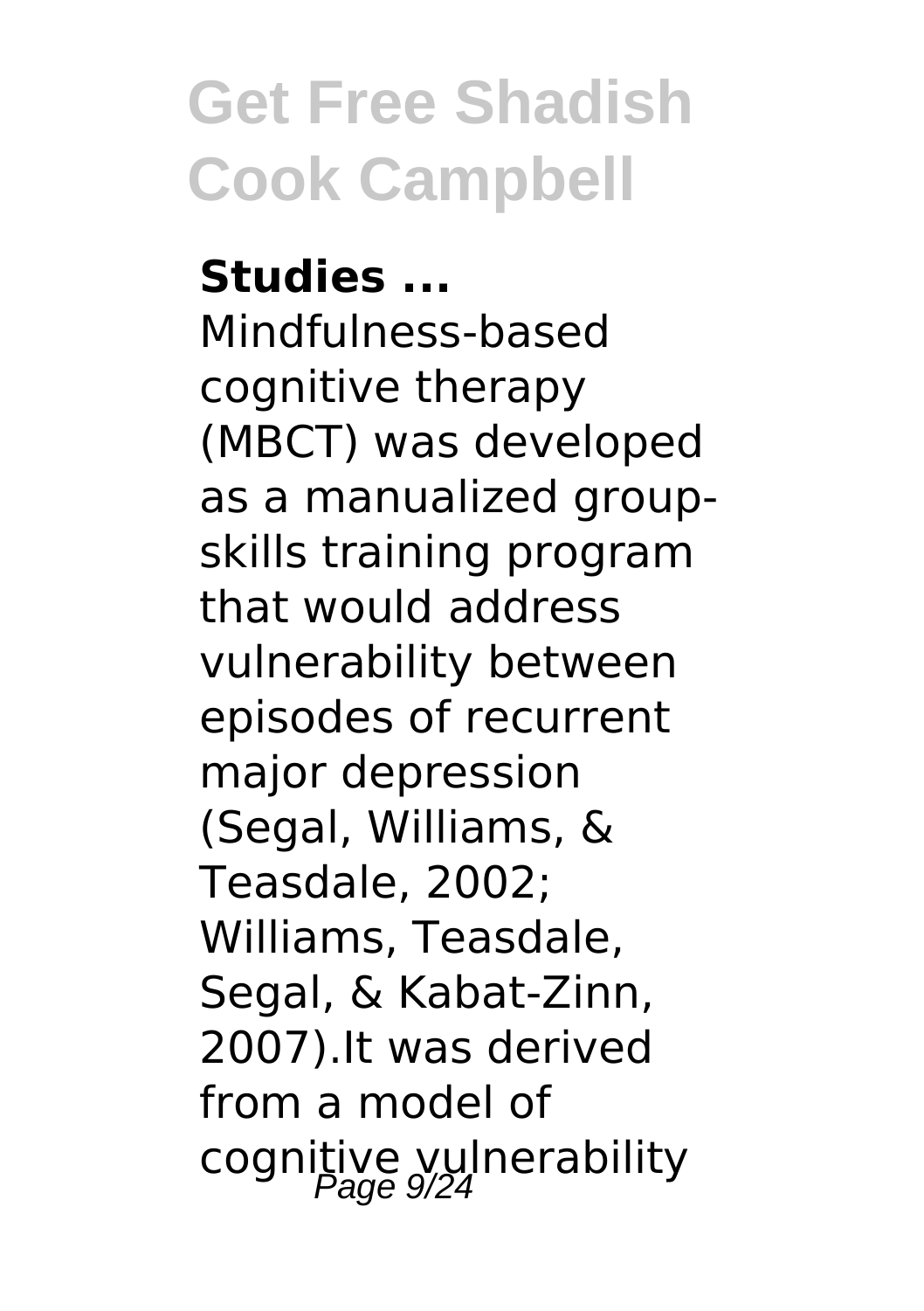**Studies ...**

Mindfulness-based cognitive therapy (MBCT) was developed as a manualized group-skills training program that would address vulnerability between episodes of recurrent major depression (Segal, Williams, & Teasdale, 2002; Williams, Teasdale, Segal, & Kabat-Zinn, 2007).It was derived from a model of cognitive vulnerability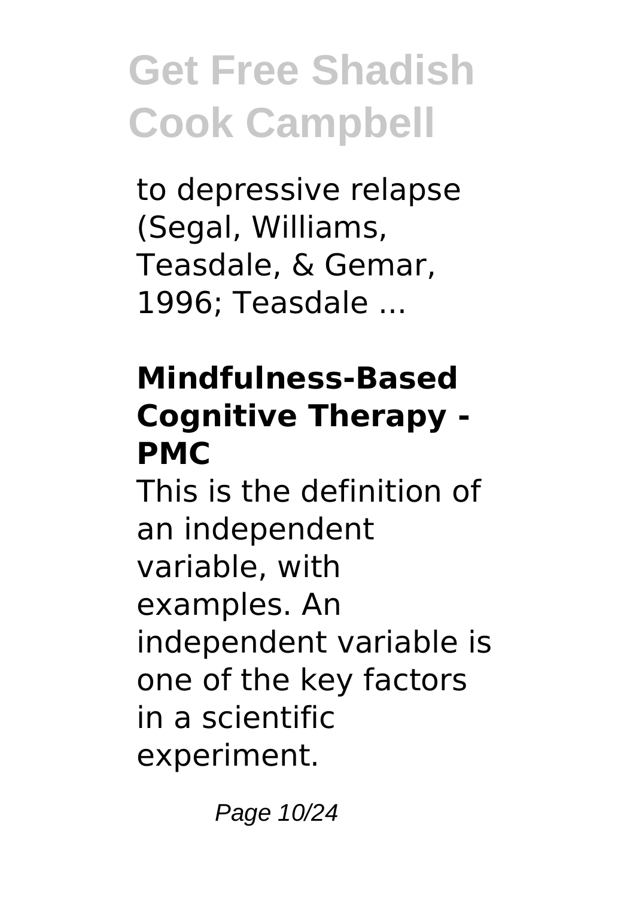to depressive relapse (Segal, Williams, Teasdale, & Gemar, 1996; Teasdale ...

### Mindfulness-Based Cognitive Therapy - PMC

This is the definition of an independent variable, with examples. An independent variable is one of the key factors in a scientific experiment.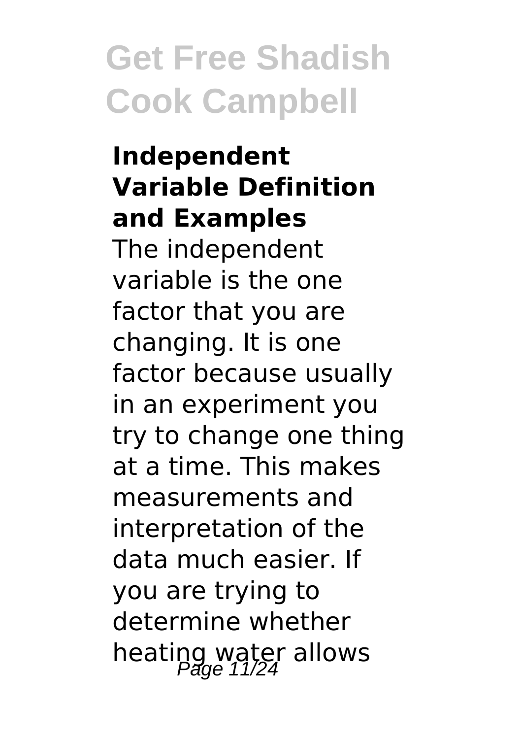### Independent Variable Definition and Examples

The independent variable is the one factor that you are changing. It is one factor because usually in an experiment you try to change one thing at a time. This makes measurements and interpretation of the data much easier. If you are trying to determine whether heating water allows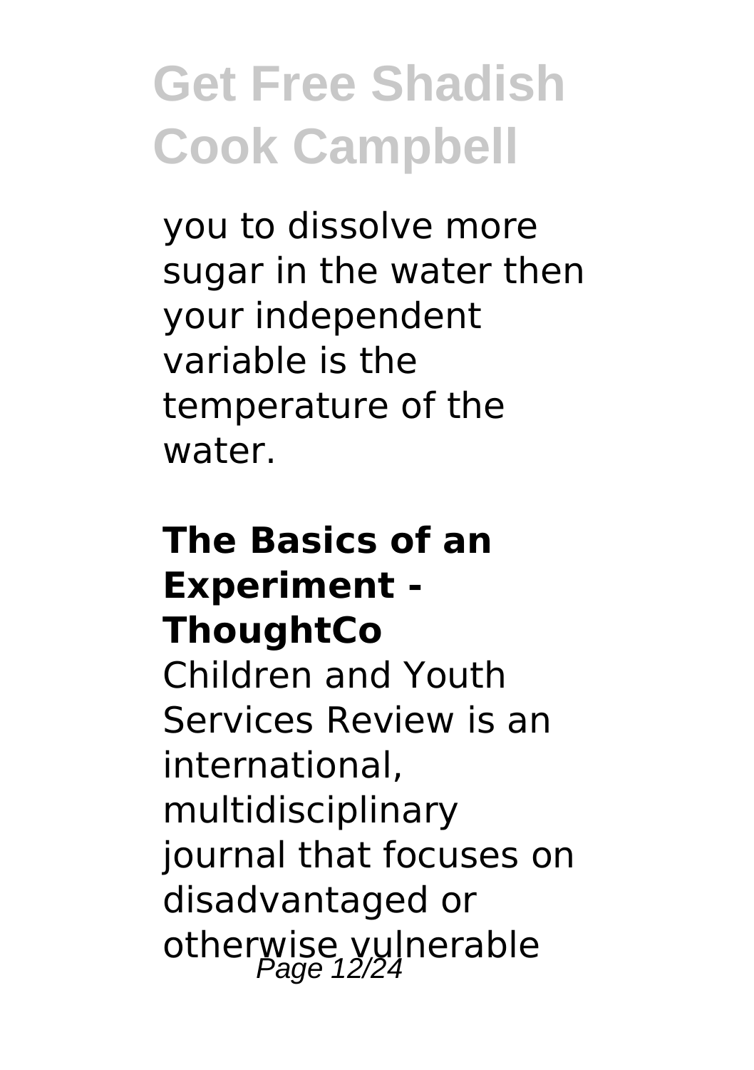you to dissolve more sugar in the water then your independent variable is the temperature of the water.

### The Basics of an Experiment - ThoughtCo

Children and Youth Services Review is an international, multidisciplinary journal that focuses on disadvantaged or otherwise vulnerable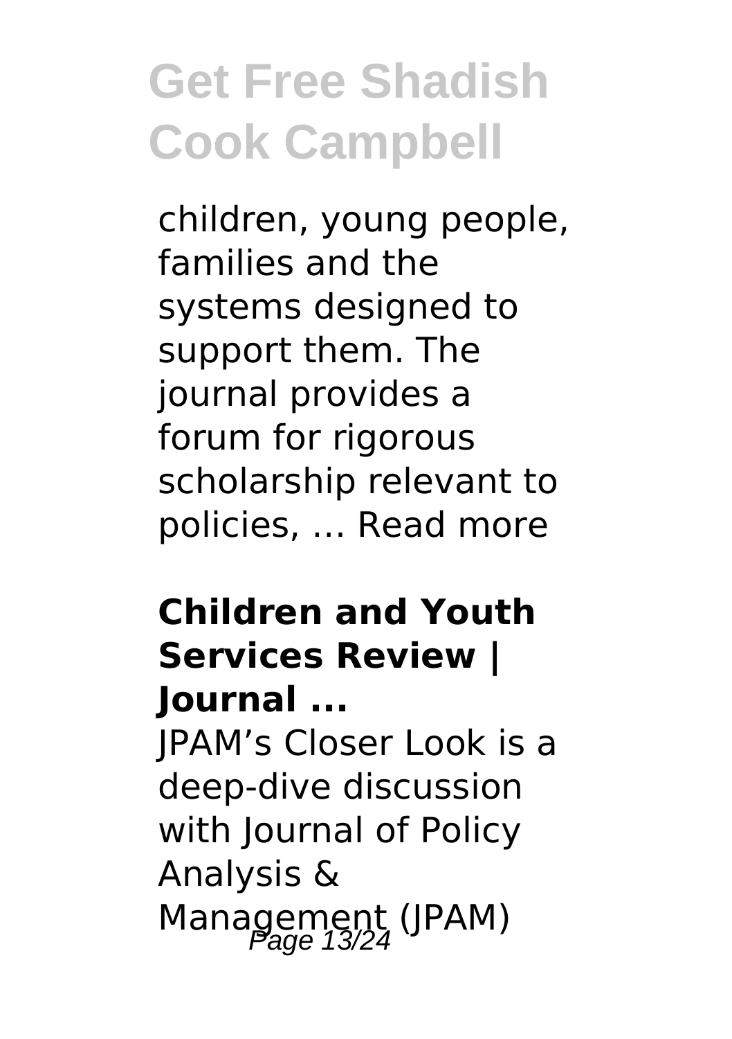children, young people, families and the systems designed to support them. The journal provides a forum for rigorous scholarship relevant to policies, … Read more

### Children and Youth Services Review | Journal ...

JPAM's Closer Look is a deep-dive discussion with Journal of Policy Analysis & Management (JPAM)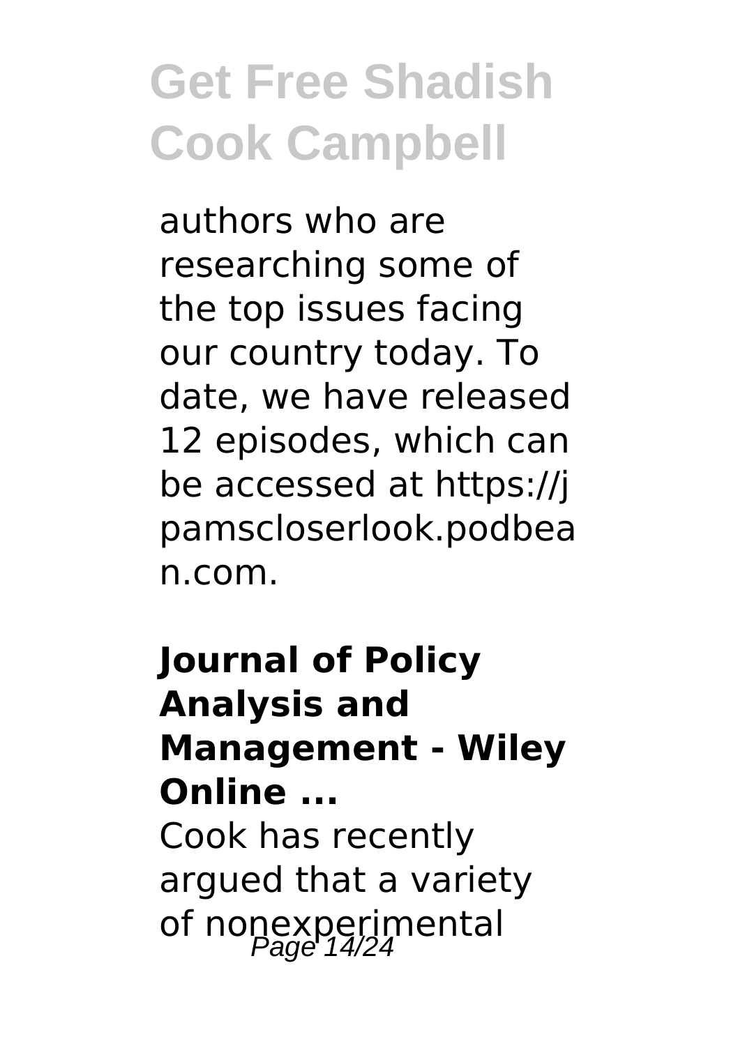authors who are researching some of the top issues facing our country today. To date, we have released 12 episodes, which can be accessed at https://jpamscloserlook.podbean.com.

**Journal of Policy Analysis and Management - Wiley Online ...**

Cook has recently argued that a variety of nonexperimental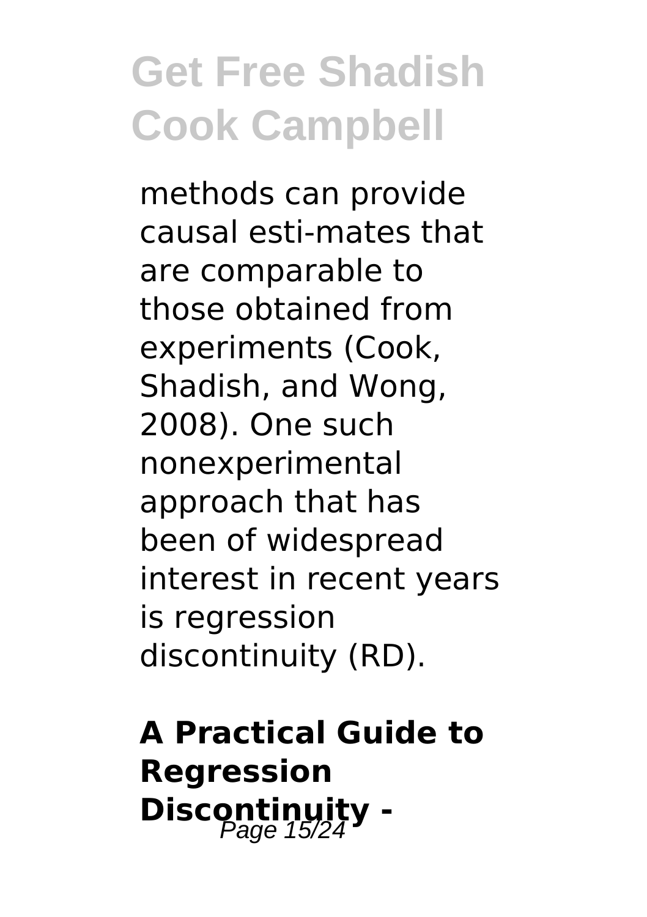methods can provide causal esti-mates that are comparable to those obtained from experiments (Cook, Shadish, and Wong, 2008). One such nonexperimental approach that has been of widespread interest in recent years is regression discontinuity (RD).

**A Practical Guide to Regression Discontinuity -**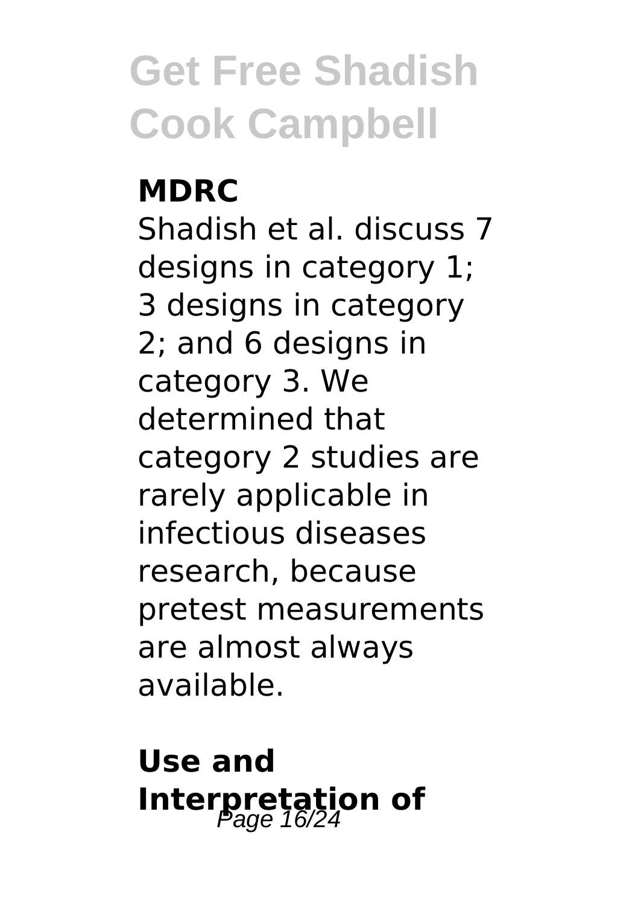**MDRC**

Shadish et al. discuss 7 designs in category 1; 3 designs in category 2; and 6 designs in category 3. We determined that category 2 studies are rarely applicable in infectious diseases research, because pretest measurements are almost always available.

**Use and Interpretation of**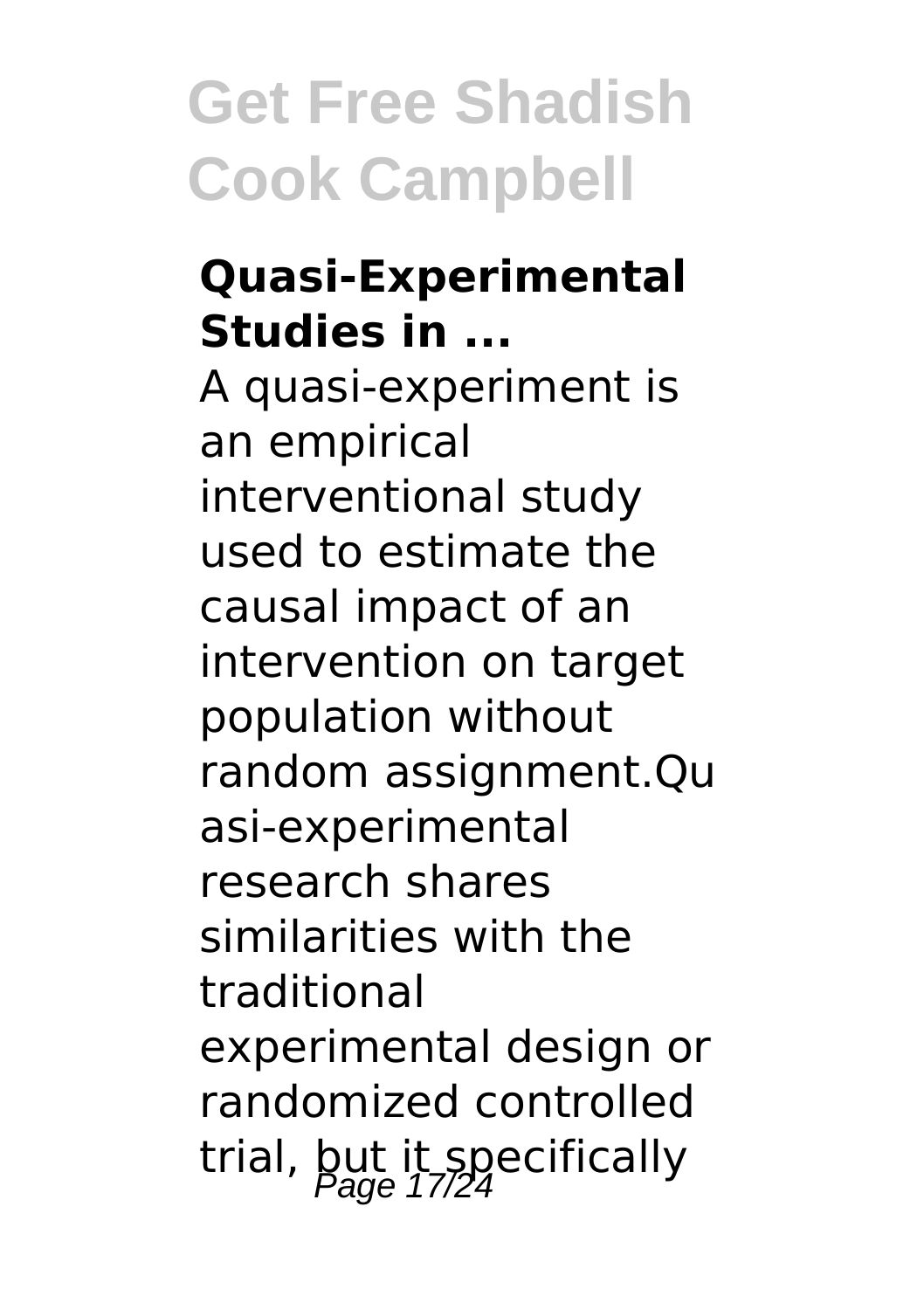**Quasi-Experimental Studies in ...**

A quasi-experiment is an empirical interventional study used to estimate the causal impact of an intervention on target population without random assignment.Quasi-experimental research shares similarities with the traditional experimental design or randomized controlled trial, but it specifically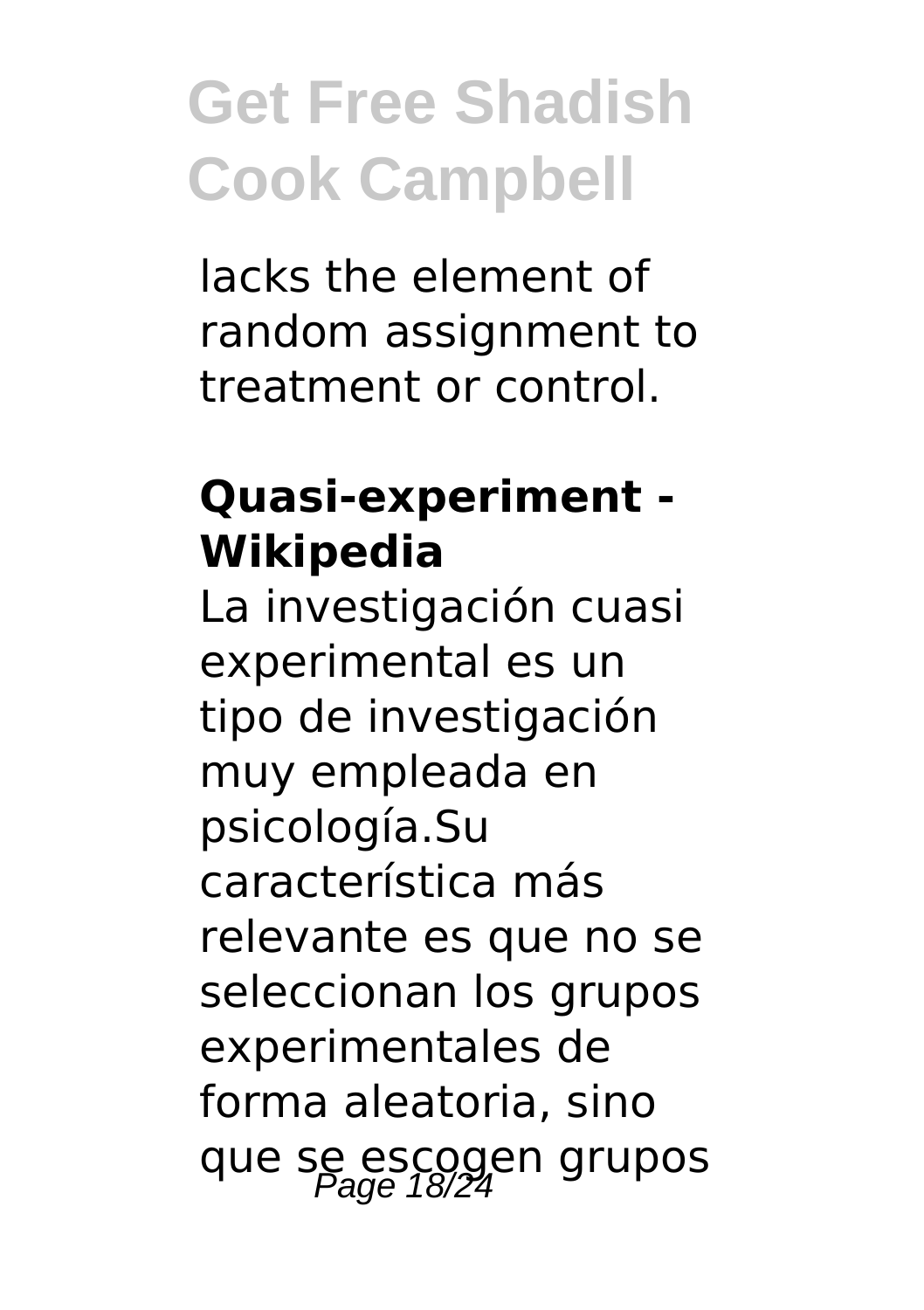lacks the element of random assignment to treatment or control.

### Quasi-experiment - Wikipedia

La investigación cuasi experimental es un tipo de investigación muy empleada en psicología.Su característica más relevante es que no se seleccionan los grupos experimentales de forma aleatoria, sino que se escogen grupos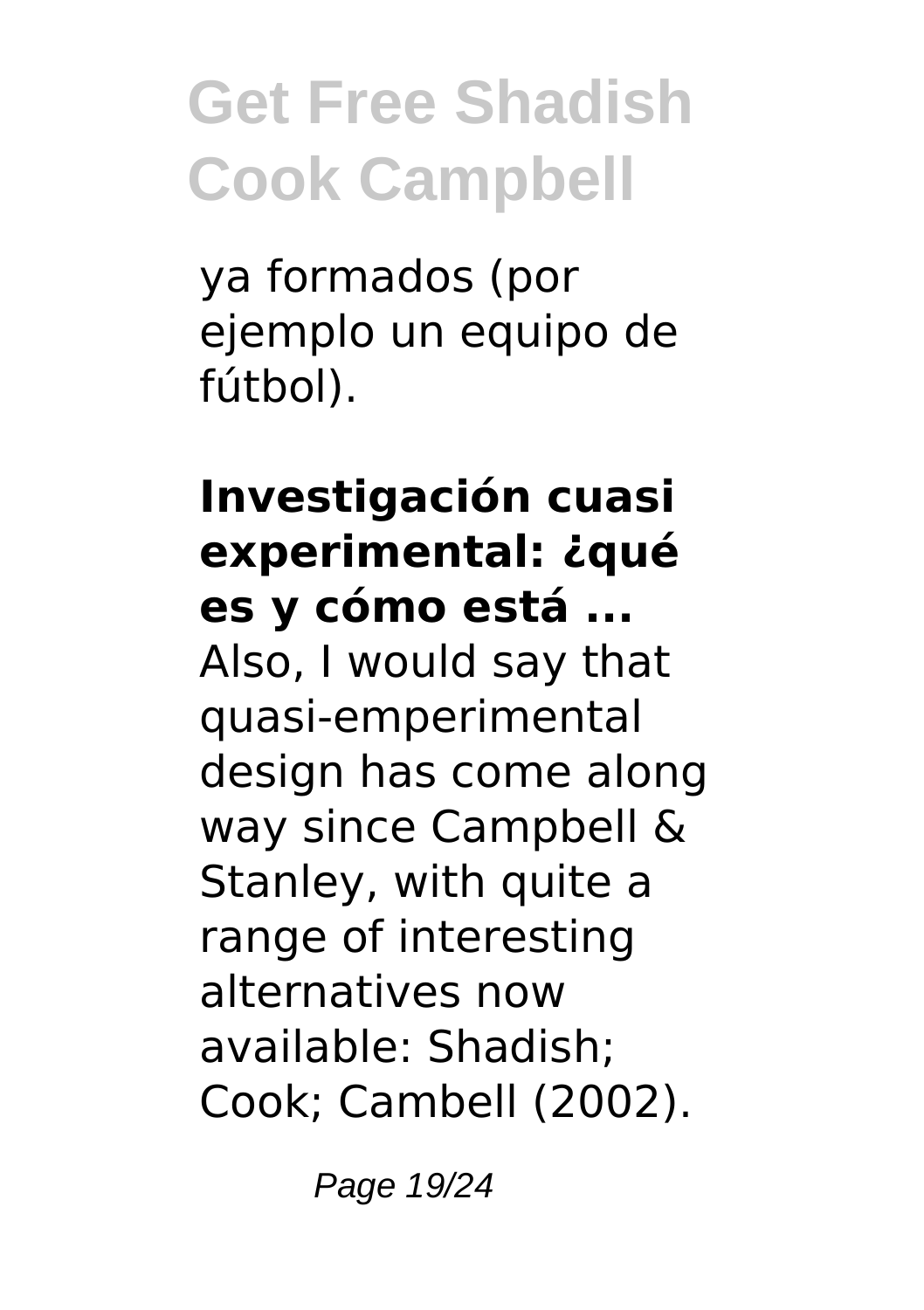ya formados (por ejemplo un equipo de fútbol).

**Investigación cuasi experimental: ¿qué es y cómo está ...**

Also, I would say that quasi-emperimental design has come along way since Campbell & Stanley, with quite a range of interesting alternatives now available: Shadish; Cook; Cambell (2002).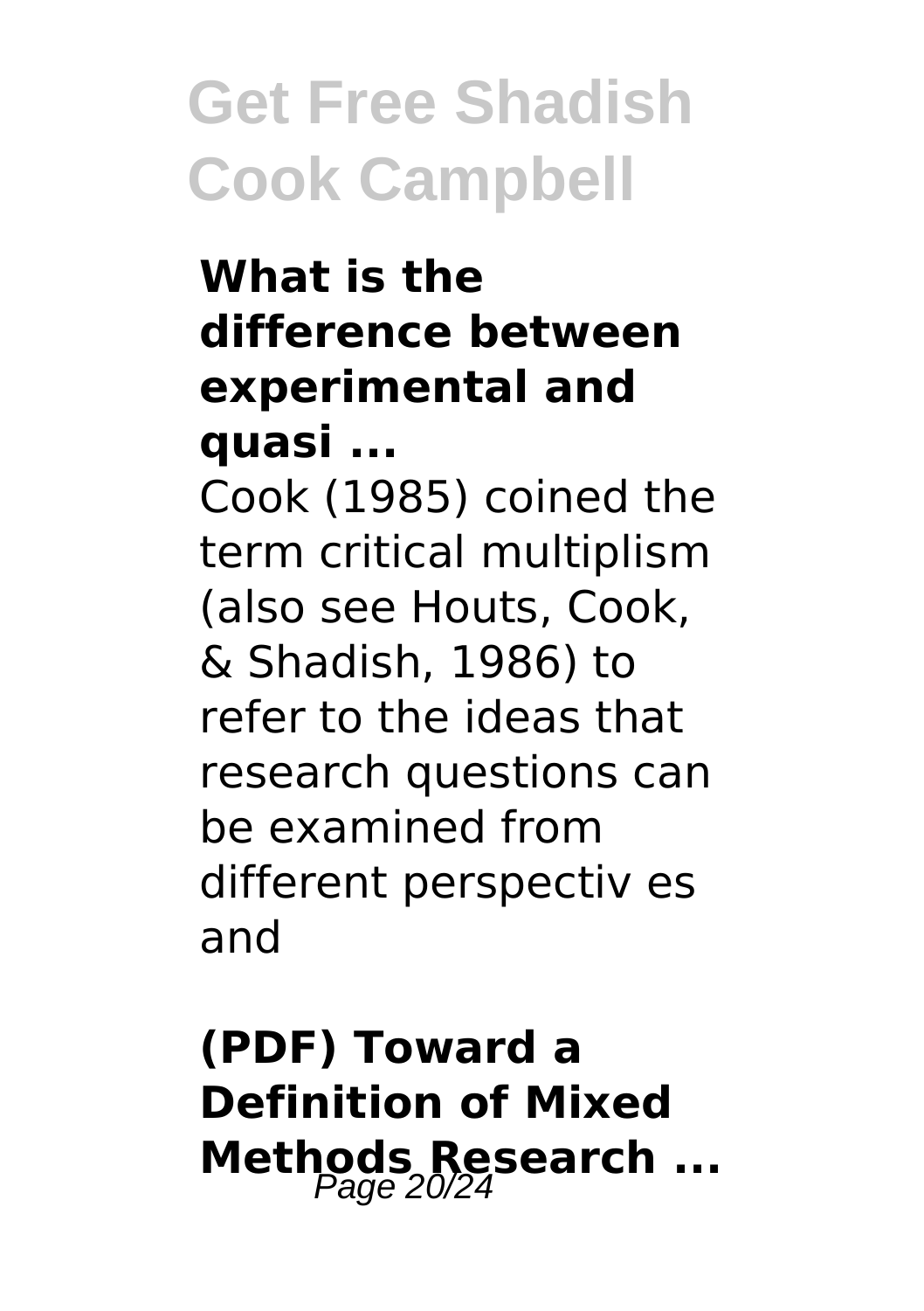**What is the difference between experimental and quasi ...**

Cook (1985) coined the term critical multiplism (also see Houts, Cook, & Shadish, 1986) to refer to the ideas that research questions can be examined from different perspectiv es and

**(PDF) Toward a Definition of Mixed Methods Research ...**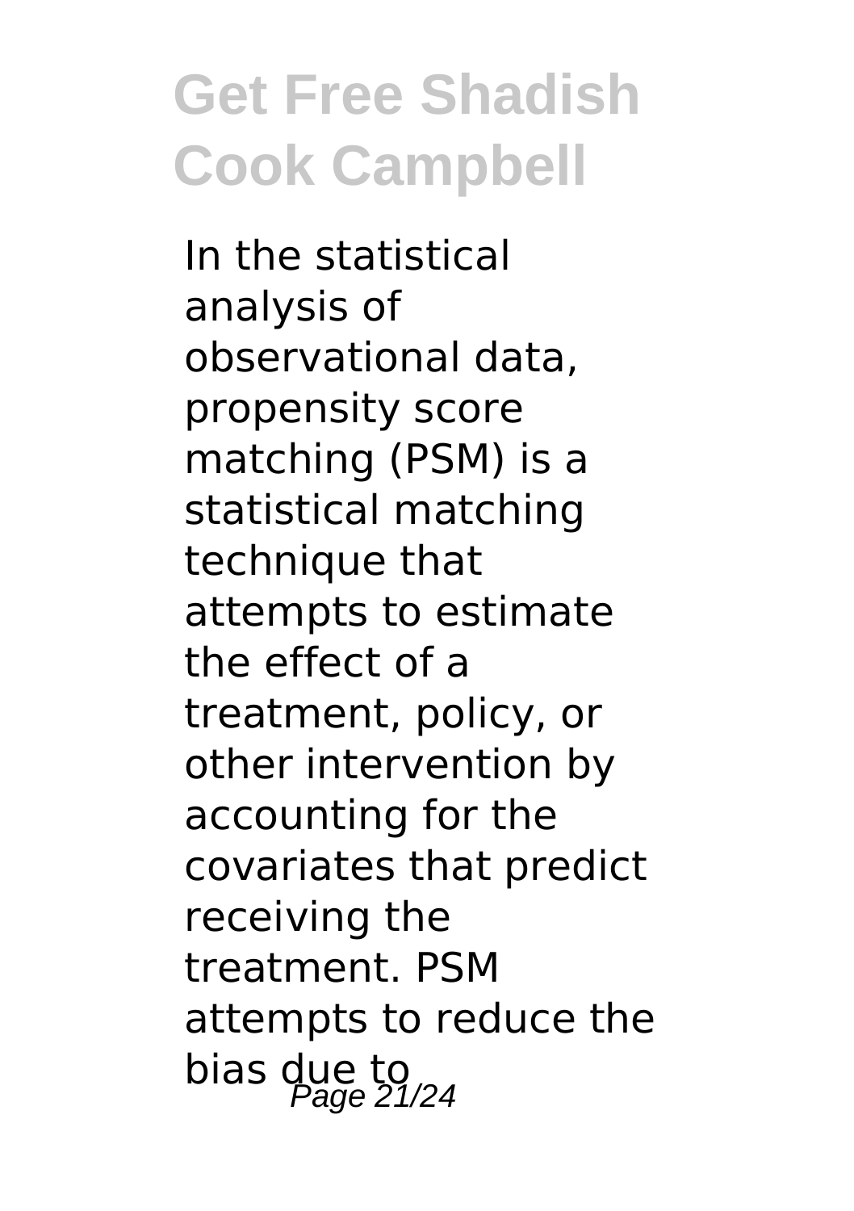In the statistical analysis of observational data, propensity score matching (PSM) is a statistical matching technique that attempts to estimate the effect of a treatment, policy, or other intervention by accounting for the covariates that predict receiving the treatment. PSM attempts to reduce the bias due to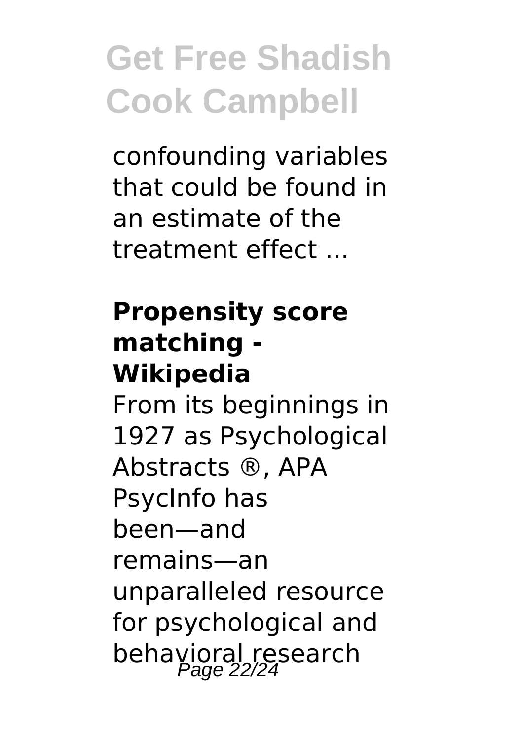confounding variables that could be found in an estimate of the treatment effect ...

**Propensity score matching - Wikipedia**

From its beginnings in 1927 as Psychological Abstracts ®, APA PsycInfo has been—and remains—an unparalleled resource for psychological and behavioral research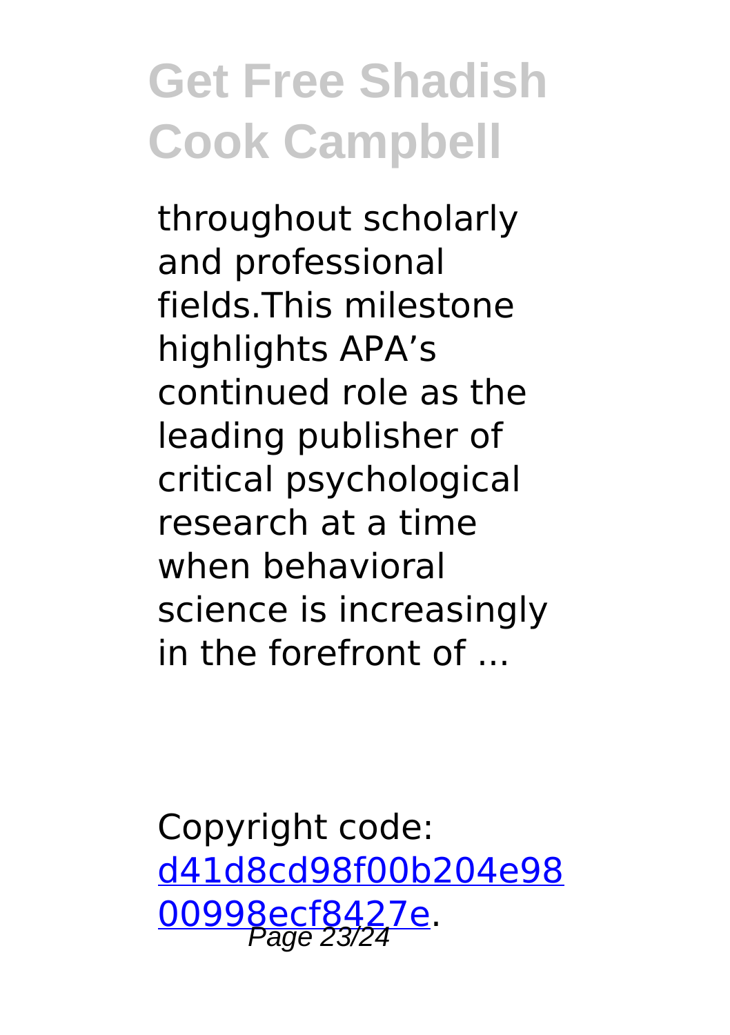throughout scholarly and professional fields.This milestone highlights APA's continued role as the leading publisher of critical psychological research at a time when behavioral science is increasingly in the forefront of ...

Copyright code: [d41d8cd98f00b204e9800998ecf8427e](d41d8cd98f00b204e9800998ecf8427e).